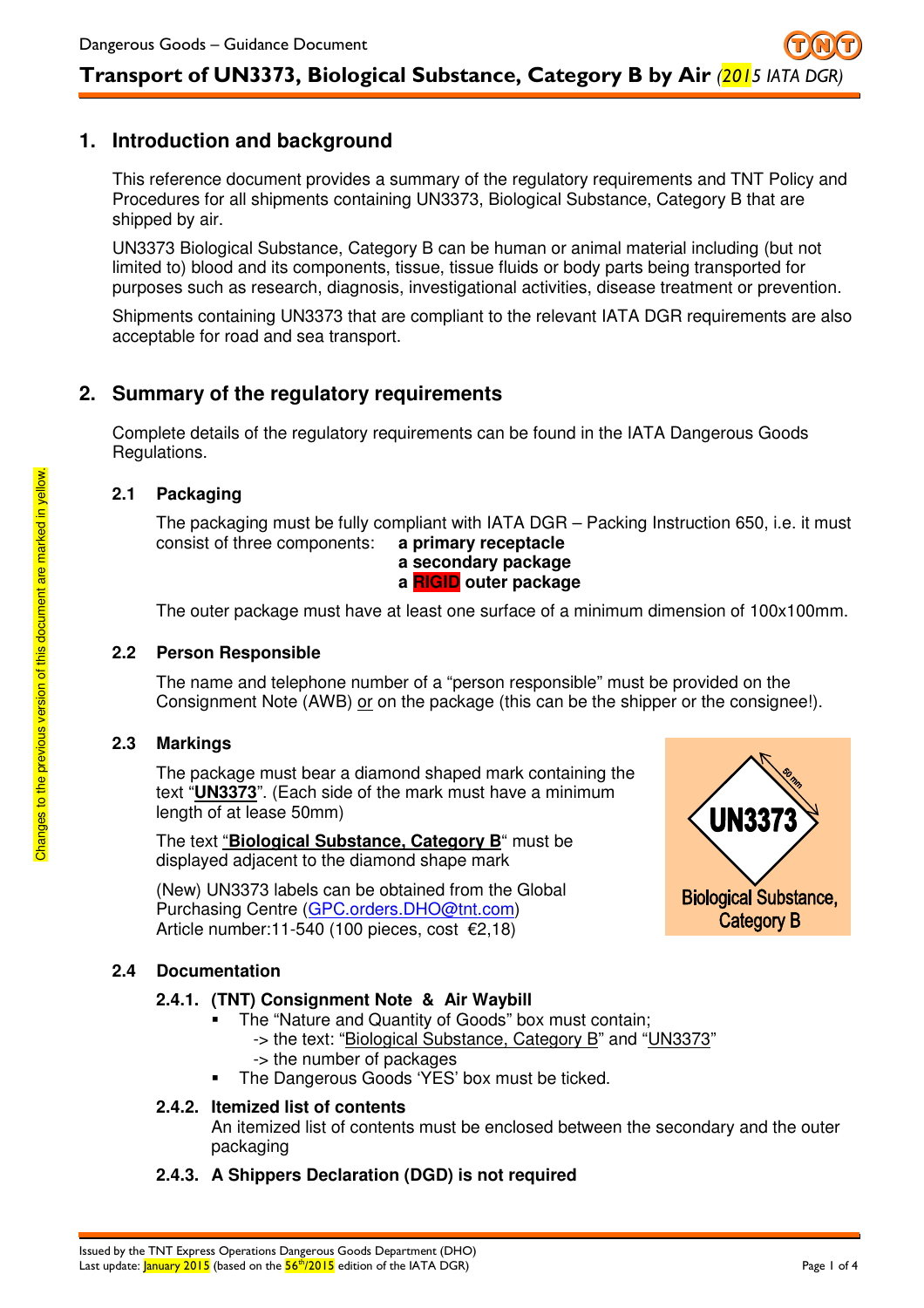Dangerous Goods – Guidance Document

# Transport of UN3373, Biological Substance, Category B by Air *(2015 IATA DGR)*

## 1. Introduction and background

This reference document provides a summary of the regulatory requirements and TNT Policy and Procedures for all shipments containing UN3373, Biological Substance, Category B that are shipped by air.

UN3373 Biological Substance, Category B can be human or animal material including (but not limited to) blood and its components, tissue, tissue fluids or body parts being transported for purposes such as research, diagnosis, investigational activities, disease treatment or prevention.

Shipments containing UN3373 that are compliant to the relevant IATA DGR requirements are also acceptable for road and sea transport.

Changes to the previous version of this document are marked in yellow.

## 2. Summary of the regulatory requirements

Complete details of the regulatory requirements can be found in the IATA Dangerous Goods Regulations.

### 2.1 Packaging

The packaging must be fully compliant with IATA DGR – Packing Instruction 650, i.e. it must consist of three components:

**a primary receptacle**
**a secondary package**
**a RIGID outer package**

The outer package must have at least one surface of a minimum dimension of 100x100mm.

### 2.2 Person Responsible

The name and telephone number of a "person responsible" must be provided on the Consignment Note (AWB) or on the package (this can be the shipper or the consignee!).

### 2.3 Markings

The package must bear a diamond shaped mark containing the text "**UN3373**". (Each side of the mark must have a minimum length of at lease 50mm)

The text "**Biological Substance, Category B**" must be displayed adjacent to the diamond shape mark

(New) UN3373 labels can be obtained from the Global Purchasing Centre (GPC.orders.DHO@tnt.com)
Article number:11-540 (100 pieces, cost €2,18)

50 mm
UN3373
Biological Substance, Category B

### 2.4 Documentation

#### 2.4.1. (TNT) Consignment Note & Air Waybill

- The "Nature and Quantity of Goods" box must contain;
  -> the text: "Biological Substance, Category B" and "UN3373"
  -> the number of packages
- The Dangerous Goods 'YES' box must be ticked.

#### 2.4.2. Itemized list of contents

An itemized list of contents must be enclosed between the secondary and the outer packaging

#### 2.4.3. A Shippers Declaration (DGD) is not required

Issued by the TNT Express Operations Dangerous Goods Department (DHO)
Last update: January 2015 (based on the 56th/2015 edition of the IATA DGR)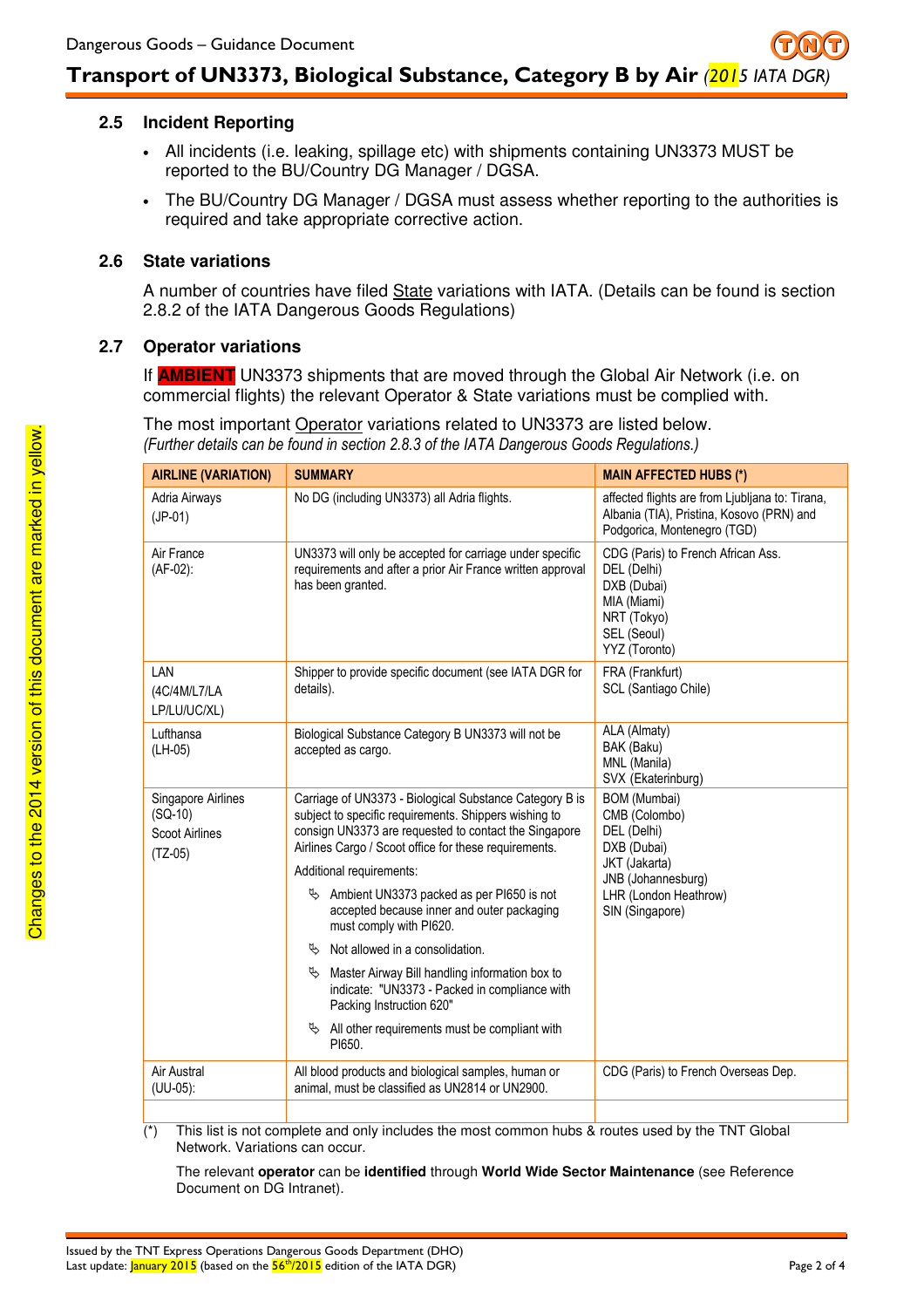### 2.5 Incident Reporting

- All incidents (i.e. leaking, spillage etc) with shipments containing UN3373 MUST be reported to the BU/Country DG Manager / DGSA.
- The BU/Country DG Manager / DGSA must assess whether reporting to the authorities is required and take appropriate corrective action.

### 2.6 State variations

A number of countries have filed State variations with IATA. (Details can be found is section 2.8.2 of the IATA Dangerous Goods Regulations)

### 2.7 Operator variations

If **AMBIENT** UN3373 shipments that are moved through the Global Air Network (i.e. on commercial flights) the relevant Operator & State variations must be complied with.

The most important Operator variations related to UN3373 are listed below.
*(Further details can be found in section 2.8.3 of the IATA Dangerous Goods Regulations.)*

| AIRLINE (VARIATION) | SUMMARY | MAIN AFFECTED HUBS (*) |
|---|---|---|
| Adria Airways (JP-01) | No DG (including UN3373) all Adria flights. | affected flights are from Ljubljana to: Tirana, Albania (TIA), Pristina, Kosovo (PRN) and Podgorica, Montenegro (TGD) |
| Air France (AF-02): | UN3373 will only be accepted for carriage under specific requirements and after a prior Air France written approval has been granted. | CDG (Paris) to French African Ass.<br>DEL (Delhi)<br>DXB (Dubai)<br>MIA (Miami)<br>NRT (Tokyo)<br>SEL (Seoul)<br>YYZ (Toronto) |
| LAN (4C/4M/L7/LA LP/LU/UC/XL) | Shipper to provide specific document (see IATA DGR for details). | FRA (Frankfurt)<br>SCL (Santiago Chile) |
| Lufthansa (LH-05) | Biological Substance Category B UN3373 will not be accepted as cargo. | ALA (Almaty)<br>BAK (Baku)<br>MNL (Manila)<br>SVX (Ekaterinburg) |
| Singapore Airlines (SQ-10)<br>Scoot Airlines (TZ-05) | Carriage of UN3373 - Biological Substance Category B is subject to specific requirements. Shippers wishing to consign UN3373 are requested to contact the Singapore Airlines Cargo / Scoot office for these requirements.<br>Additional requirements:<br>- Ambient UN3373 packed as per PI650 is not accepted because inner and outer packaging must comply with PI620.<br>- Not allowed in a consolidation.<br>- Master Airway Bill handling information box to indicate: "UN3373 - Packed in compliance with Packing Instruction 620"<br>- All other requirements must be compliant with PI650. | BOM (Mumbai)<br>CMB (Colombo)<br>DEL (Delhi)<br>DXB (Dubai)<br>JKT (Jakarta)<br>JNB (Johannesburg)<br>LHR (London Heathrow)<br>SIN (Singapore) |
| Air Austral (UU-05): | All blood products and biological samples, human or animal, must be classified as UN2814 or UN2900. | CDG (Paris) to French Overseas Dep. |
| | | |

(*) This list is not complete and only includes the most common hubs & routes used by the TNT Global Network. Variations can occur.

The relevant **operator** can be **identified** through **World Wide Sector Maintenance** (see Reference Document on DG Intranet).

Changes to the 2014 version of this document are marked in yellow.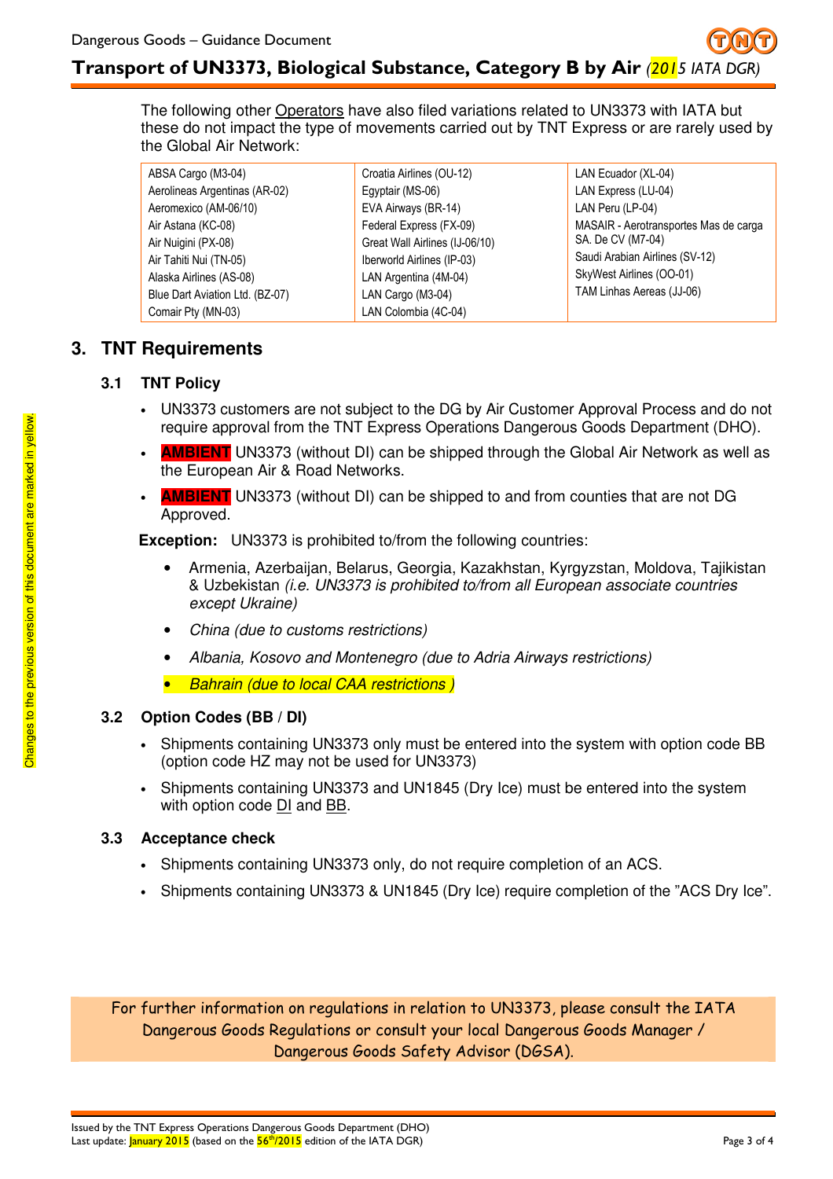The following other Operators have also filed variations related to UN3373 with IATA but these do not impact the type of movements carried out by TNT Express or are rarely used by the Global Air Network:

| | | |
|---|---|---|
| ABSA Cargo (M3-04) | Croatia Airlines (OU-12) | LAN Ecuador (XL-04) |
| Aerolineas Argentinas (AR-02) | Egyptair (MS-06) | LAN Express (LU-04) |
| Aeromexico (AM-06/10) | EVA Airways (BR-14) | LAN Peru (LP-04) |
| Air Astana (KC-08) | Federal Express (FX-09) | MASAIR - Aerotransportes Mas de carga SA. De CV (M7-04) |
| Air Nuigini (PX-08) | Great Wall Airlines (IJ-06/10) | Saudi Arabian Airlines (SV-12) |
| Air Tahiti Nui (TN-05) | Iberworld Airlines (IP-03) | SkyWest Airlines (OO-01) |
| Alaska Airlines (AS-08) | LAN Argentina (4M-04) | TAM Linhas Aereas (JJ-06) |
| Blue Dart Aviation Ltd. (BZ-07) | LAN Cargo (M3-04) | |
| Comair Pty (MN-03) | LAN Colombia (4C-04) | |

## 3. TNT Requirements

### 3.1 TNT Policy

- UN3373 customers are not subject to the DG by Air Customer Approval Process and do not require approval from the TNT Express Operations Dangerous Goods Department (DHO).
- **AMBIENT** UN3373 (without DI) can be shipped through the Global Air Network as well as the European Air & Road Networks.
- **AMBIENT** UN3373 (without DI) can be shipped to and from counties that are not DG Approved.

**Exception:** UN3373 is prohibited to/from the following countries:

- Armenia, Azerbaijan, Belarus, Georgia, Kazakhstan, Kyrgyzstan, Moldova, Tajikistan & Uzbekistan *(i.e. UN3373 is prohibited to/from all European associate countries except Ukraine)*
- *China (due to customs restrictions)*
- *Albania, Kosovo and Montenegro (due to Adria Airways restrictions)*
- *Bahrain (due to local CAA restrictions )*

### 3.2 Option Codes (BB / DI)

- Shipments containing UN3373 only must be entered into the system with option code BB (option code HZ may not be used for UN3373)
- Shipments containing UN3373 and UN1845 (Dry Ice) must be entered into the system with option code DI and BB.

### 3.3 Acceptance check

- Shipments containing UN3373 only, do not require completion of an ACS.
- Shipments containing UN3373 & UN1845 (Dry Ice) require completion of the "ACS Dry Ice".

For further information on regulations in relation to UN3373, please consult the IATA Dangerous Goods Regulations or consult your local Dangerous Goods Manager / Dangerous Goods Safety Advisor (DGSA).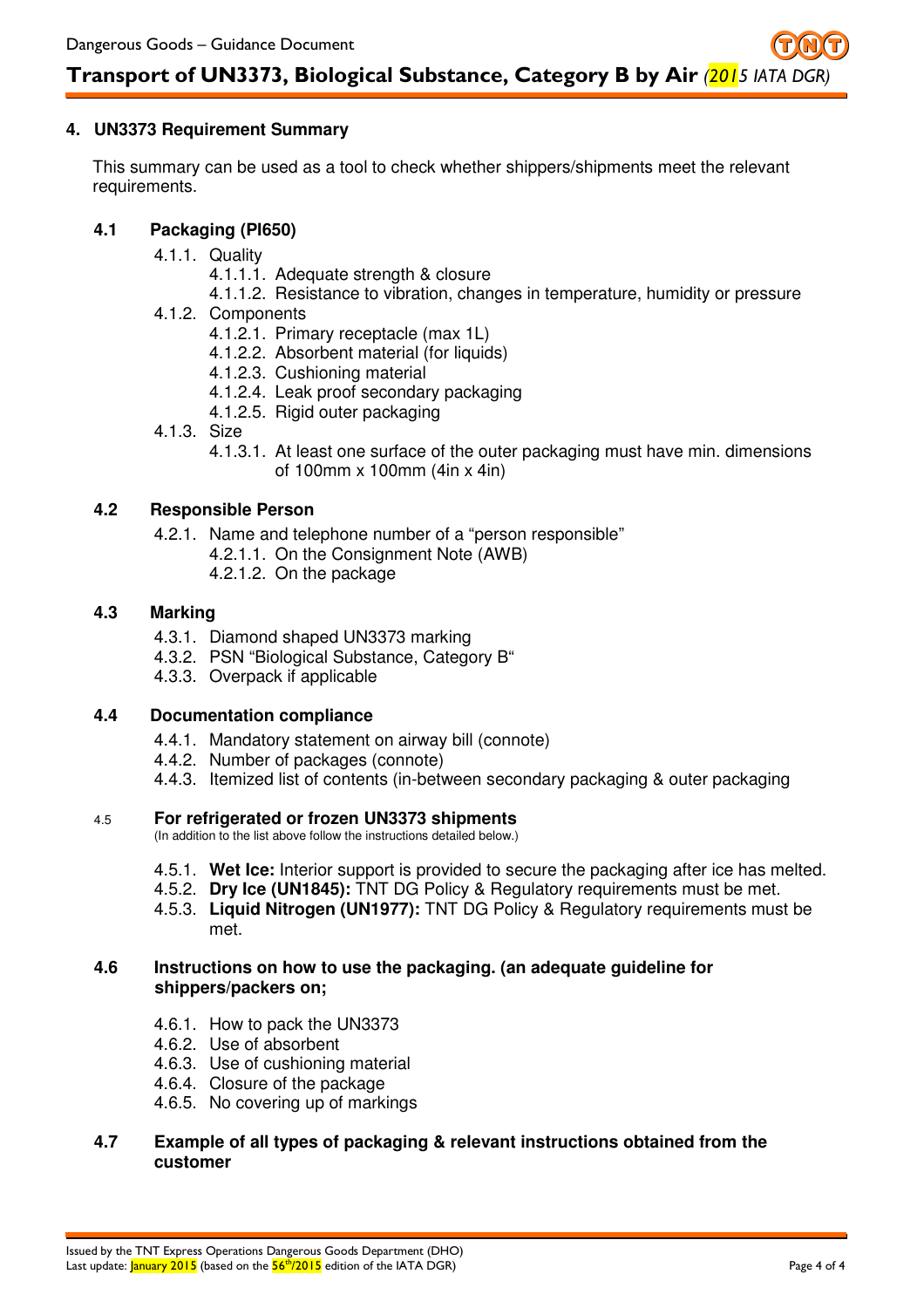## 4. UN3373 Requirement Summary

This summary can be used as a tool to check whether shippers/shipments meet the relevant requirements.

### 4.1 Packaging (PI650)

- 4.1.1. Quality
  - 4.1.1.1. Adequate strength & closure
  - 4.1.1.2. Resistance to vibration, changes in temperature, humidity or pressure
- 4.1.2. Components
  - 4.1.2.1. Primary receptacle (max 1L)
  - 4.1.2.2. Absorbent material (for liquids)
  - 4.1.2.3. Cushioning material
  - 4.1.2.4. Leak proof secondary packaging
  - 4.1.2.5. Rigid outer packaging
- 4.1.3. Size
  - 4.1.3.1. At least one surface of the outer packaging must have min. dimensions of 100mm x 100mm (4in x 4in)

### 4.2 Responsible Person

- 4.2.1. Name and telephone number of a "person responsible"
  - 4.2.1.1. On the Consignment Note (AWB)
  - 4.2.1.2. On the package

### 4.3 Marking

- 4.3.1. Diamond shaped UN3373 marking
- 4.3.2. PSN "Biological Substance, Category B"
- 4.3.3. Overpack if applicable

### 4.4 Documentation compliance

- 4.4.1. Mandatory statement on airway bill (connote)
- 4.4.2. Number of packages (connote)
- 4.4.3. Itemized list of contents (in-between secondary packaging & outer packaging

### 4.5 For refrigerated or frozen UN3373 shipments

(In addition to the list above follow the instructions detailed below.)

- 4.5.1. **Wet Ice:** Interior support is provided to secure the packaging after ice has melted.
- 4.5.2. **Dry Ice (UN1845):** TNT DG Policy & Regulatory requirements must be met.
- 4.5.3. **Liquid Nitrogen (UN1977):** TNT DG Policy & Regulatory requirements must be met.

### 4.6 Instructions on how to use the packaging. (an adequate guideline for shippers/packers on;

- 4.6.1. How to pack the UN3373
- 4.6.2. Use of absorbent
- 4.6.3. Use of cushioning material
- 4.6.4. Closure of the package
- 4.6.5. No covering up of markings

### 4.7 Example of all types of packaging & relevant instructions obtained from the customer